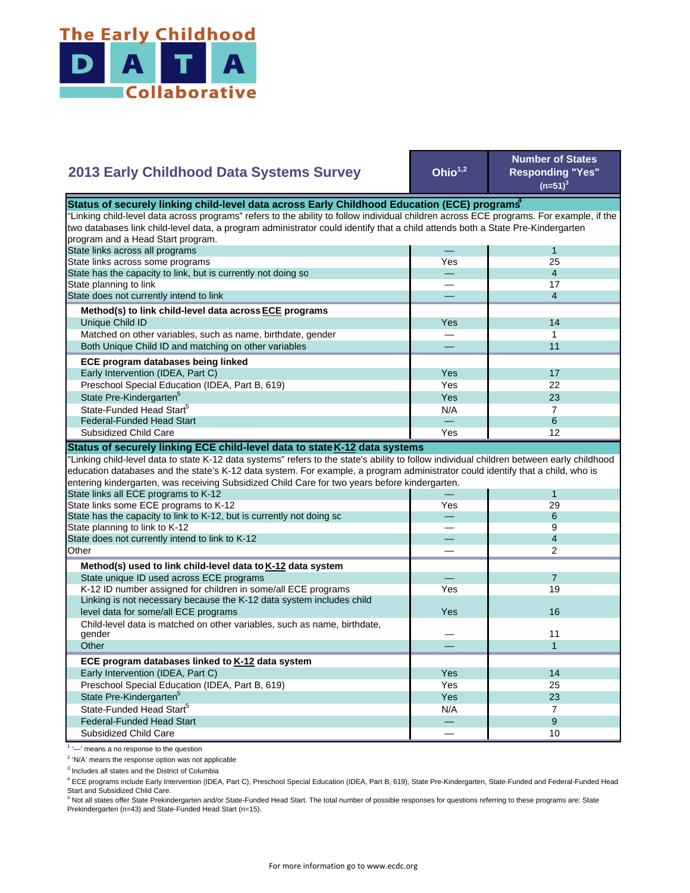# The Early Childhood DATA Collaborative

## 2013 Early Childhood Data Systems Survey

| 2013 Early Childhood Data Systems Survey | Ohio[1,2] | Number of States Responding "Yes" (n=51)[3] |
|---|---|---|
| **Status of securely linking child-level data across Early Childhood Education (ECE) programs[4]** | | |
| "Linking child-level data across programs" refers to the ability to follow individual children across ECE programs. For example, if the two databases link child-level data, a program administrator could identify that a child attends both a State Pre-Kindergarten program and a Head Start program. | | |
| State links across all programs | — | 1 |
| State links across some programs | Yes | 25 |
| State has the capacity to link, but is currently not doing so | — | 4 |
| State planning to link | — | 17 |
| State does not currently intend to link | — | 4 |
| **Method(s) to link child-level data across ECE programs** | | |
| Unique Child ID | Yes | 14 |
| Matched on other variables, such as name, birthdate, gender | — | 1 |
| Both Unique Child ID and matching on other variables | — | 11 |
| **ECE program databases being linked** | | |
| Early Intervention (IDEA, Part C) | Yes | 17 |
| Preschool Special Education (IDEA, Part B, 619) | Yes | 22 |
| State Pre-Kindergarten[5] | Yes | 23 |
| State-Funded Head Start[5] | N/A | 7 |
| Federal-Funded Head Start | — | 6 |
| Subsidized Child Care | Yes | 12 |
| **Status of securely linking ECE child-level data to state K-12 data systems** | | |
| "Linking child-level data to state K-12 data systems" refers to the state's ability to follow individual children between early childhood education databases and the state's K-12 data system. For example, a program administrator could identify that a child, who is entering kindergarten, was receiving Subsidized Child Care for two years before kindergarten. | | |
| State links all ECE programs to K-12 | — | 1 |
| State links some ECE programs to K-12 | Yes | 29 |
| State has the capacity to link to K-12, but is currently not doing so | — | 6 |
| State planning to link to K-12 | — | 9 |
| State does not currently intend to link to K-12 | — | 4 |
| Other | — | 2 |
| **Method(s) used to link child-level data to K-12 data system** | | |
| State unique ID used across ECE programs | — | 7 |
| K-12 ID number assigned for children in some/all ECE programs | Yes | 19 |
| Linking is not necessary because the K-12 data system includes child level data for some/all ECE programs | Yes | 16 |
| Child-level data is matched on other variables, such as name, birthdate, gender | — | 11 |
| Other | — | 1 |
| **ECE program databases linked to K-12 data system** | | |
| Early Intervention (IDEA, Part C) | Yes | 14 |
| Preschool Special Education (IDEA, Part B, 619) | Yes | 25 |
| State Pre-Kindergarten[5] | Yes | 23 |
| State-Funded Head Start[5] | N/A | 7 |
| Federal-Funded Head Start | — | 9 |
| Subsidized Child Care | — | 10 |

[1] '—' means a no response to the question

[2] 'N/A' means the response option was not applicable

[3] Includes all states and the District of Columbia

[4] ECE programs include Early Intervention (IDEA, Part C), Preschool Special Education (IDEA, Part B, 619), State Pre-Kindergarten, State-Funded and Federal-Funded Head Start and Subsidized Child Care.

[5] Not all states offer State Prekindergarten and/or State-Funded Head Start. The total number of possible responses for questions referring to these programs are: State Prekindergarten (n=43) and State-Funded Head Start (n=15).

For more information go to www.ecdc.org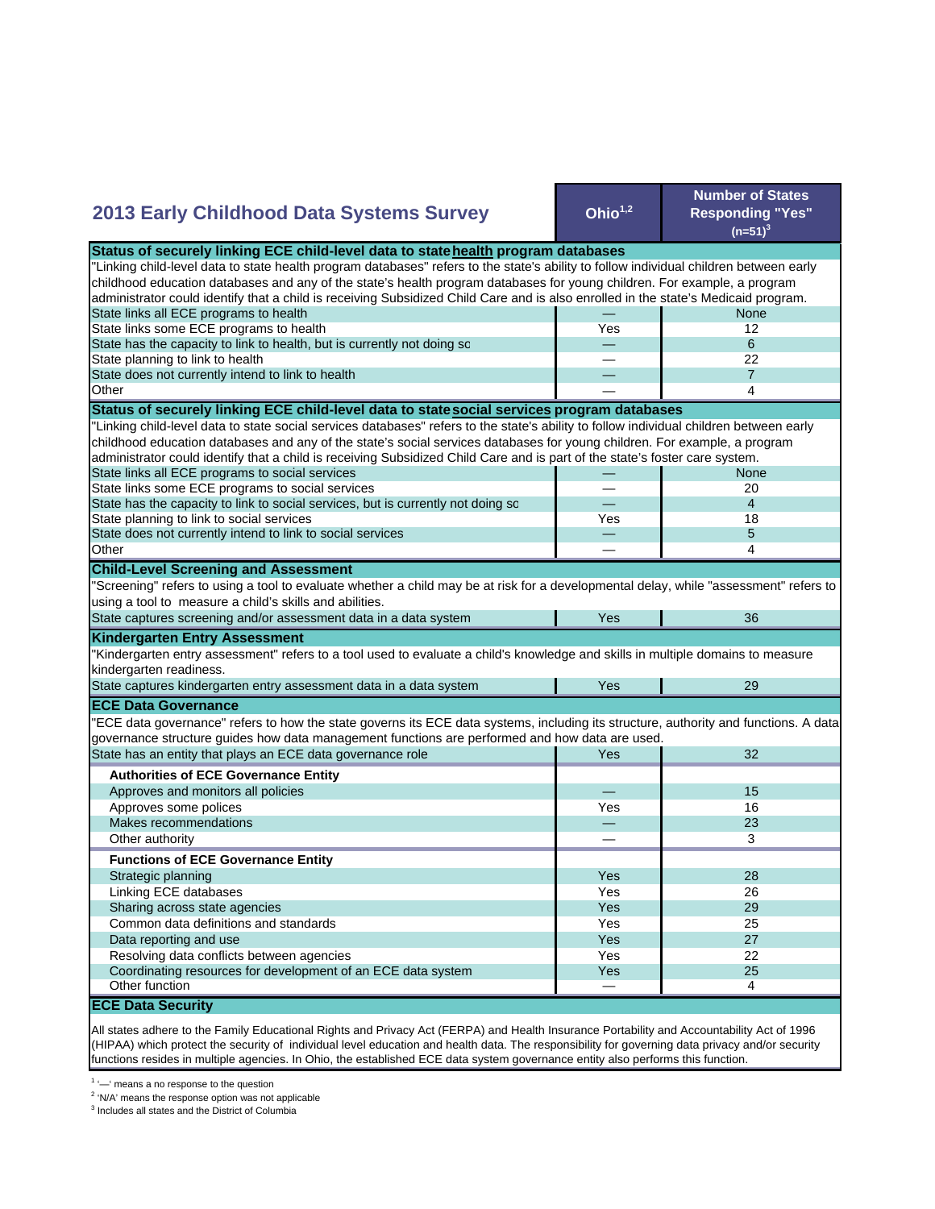# 2013 Early Childhood Data Systems Survey

| | Ohio[1,2] | Number of States Responding "Yes" (n=51)[3] |
|---|---|---|
| **Status of securely linking ECE child-level data to state health program databases** | | |
| "Linking child-level data to state health program databases" refers to the state's ability to follow individual children between early childhood education databases and any of the state's health program databases for young children. For example, a program administrator could identify that a child is receiving Subsidized Child Care and is also enrolled in the state's Medicaid program. | | |
| State links all ECE programs to health | — | None |
| State links some ECE programs to health | Yes | 12 |
| State has the capacity to link to health, but is currently not doing so | — | 6 |
| State planning to link to health | — | 22 |
| State does not currently intend to link to health | — | 7 |
| Other | — | 4 |
| **Status of securely linking ECE child-level data to state social services program databases** | | |
| "Linking child-level data to state social services databases" refers to the state's ability to follow individual children between early childhood education databases and any of the state's social services databases for young children. For example, a program administrator could identify that a child is receiving Subsidized Child Care and is part of the state's foster care system. | | |
| State links all ECE programs to social services | — | None |
| State links some ECE programs to social services | — | 20 |
| State has the capacity to link to social services, but is currently not doing so | — | 4 |
| State planning to link to social services | Yes | 18 |
| State does not currently intend to link to social services | — | 5 |
| Other | — | 4 |
| **Child-Level Screening and Assessment** | | |
| "Screening" refers to using a tool to evaluate whether a child may be at risk for a developmental delay, while "assessment" refers to using a tool to measure a child's skills and abilities. | | |
| State captures screening and/or assessment data in a data system | Yes | 36 |
| **Kindergarten Entry Assessment** | | |
| "Kindergarten entry assessment" refers to a tool used to evaluate a child's knowledge and skills in multiple domains to measure kindergarten readiness. | | |
| State captures kindergarten entry assessment data in a data system | Yes | 29 |
| **ECE Data Governance** | | |
| "ECE data governance" refers to how the state governs its ECE data systems, including its structure, authority and functions. A data governance structure guides how data management functions are performed and how data are used. | | |
| State has an entity that plays an ECE data governance role | Yes | 32 |
| **Authorities of ECE Governance Entity** | | |
| Approves and monitors all policies | — | 15 |
| Approves some polices | Yes | 16 |
| Makes recommendations | — | 23 |
| Other authority | — | 3 |
| **Functions of ECE Governance Entity** | | |
| Strategic planning | Yes | 28 |
| Linking ECE databases | Yes | 26 |
| Sharing across state agencies | Yes | 29 |
| Common data definitions and standards | Yes | 25 |
| Data reporting and use | Yes | 27 |
| Resolving data conflicts between agencies | Yes | 22 |
| Coordinating resources for development of an ECE data system | Yes | 25 |
| Other function | — | 4 |

**ECE Data Security**

All states adhere to the Family Educational Rights and Privacy Act (FERPA) and Health Insurance Portability and Accountability Act of 1996 (HIPAA) which protect the security of individual level education and health data. The responsibility for governing data privacy and/or security functions resides in multiple agencies. In Ohio, the established ECE data system governance entity also performs this function.

[1] '—' means a no response to the question
[2] 'N/A' means the response option was not applicable
[3] Includes all states and the District of Columbia